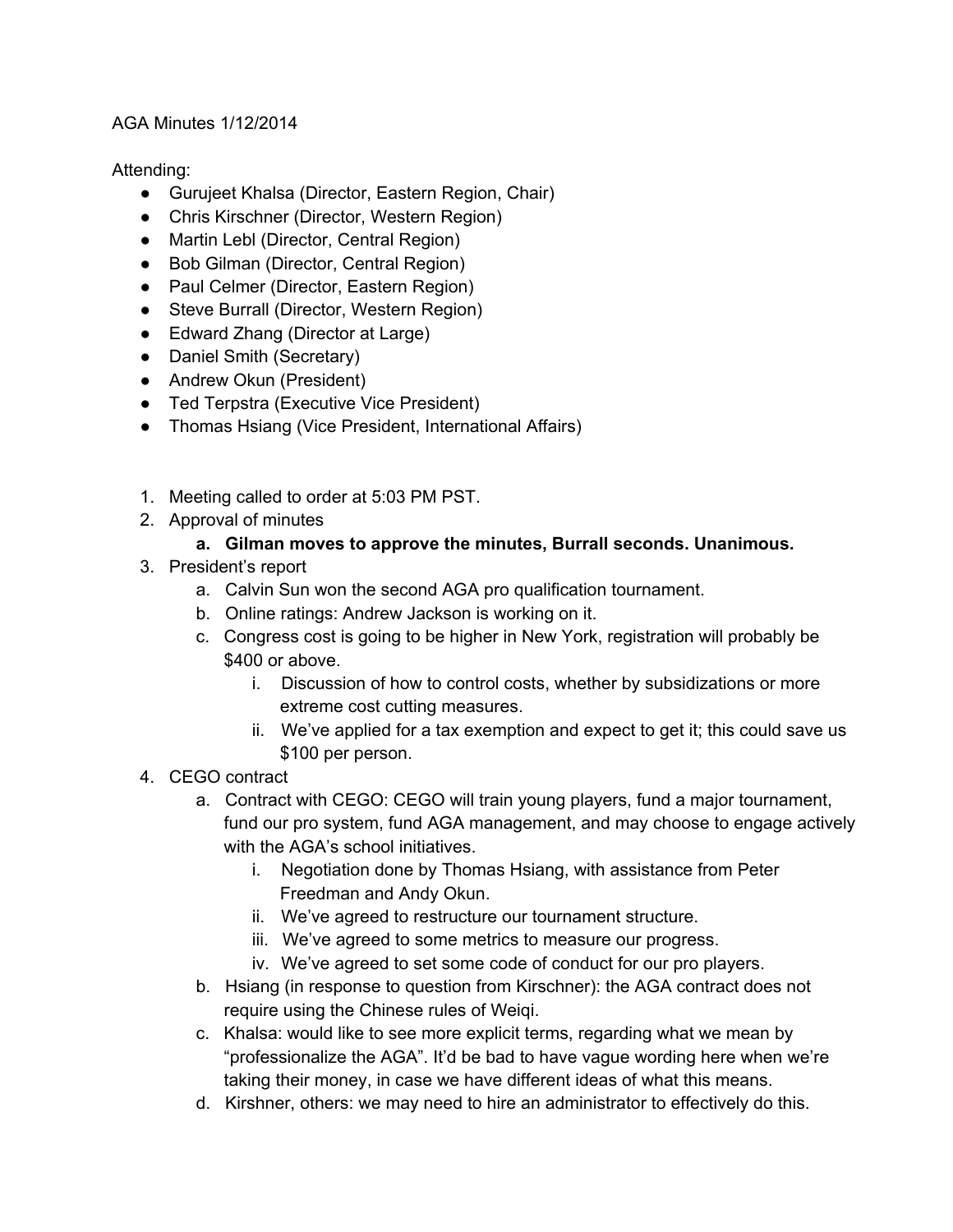AGA Minutes 1/12/2014

Attending:

- Gurujeet Khalsa (Director, Eastern Region, Chair)
- Chris Kirschner (Director, Western Region)
- Martin Lebl (Director, Central Region)
- Bob Gilman (Director, Central Region)
- Paul Celmer (Director, Eastern Region)
- Steve Burrall (Director, Western Region)
- Edward Zhang (Director at Large)
- Daniel Smith (Secretary)
- Andrew Okun (President)
- Ted Terpstra (Executive Vice President)
- Thomas Hsiang (Vice President, International Affairs)

1. Meeting called to order at 5:03 PM PST.
2. Approval of minutes
   a. **Gilman moves to approve the minutes, Burrall seconds. Unanimous.**
3. President's report
   a. Calvin Sun won the second AGA pro qualification tournament.
   b. Online ratings: Andrew Jackson is working on it.
   c. Congress cost is going to be higher in New York, registration will probably be $400 or above.
      i. Discussion of how to control costs, whether by subsidizations or more extreme cost cutting measures.
      ii. We've applied for a tax exemption and expect to get it; this could save us $100 per person.
4. CEGO contract
   a. Contract with CEGO: CEGO will train young players, fund a major tournament, fund our pro system, fund AGA management, and may choose to engage actively with the AGA's school initiatives.
      i. Negotiation done by Thomas Hsiang, with assistance from Peter Freedman and Andy Okun.
      ii. We've agreed to restructure our tournament structure.
      iii. We've agreed to some metrics to measure our progress.
      iv. We've agreed to set some code of conduct for our pro players.
   b. Hsiang (in response to question from Kirschner): the AGA contract does not require using the Chinese rules of Weiqi.
   c. Khalsa: would like to see more explicit terms, regarding what we mean by "professionalize the AGA". It'd be bad to have vague wording here when we're taking their money, in case we have different ideas of what this means.
   d. Kirshner, others: we may need to hire an administrator to effectively do this.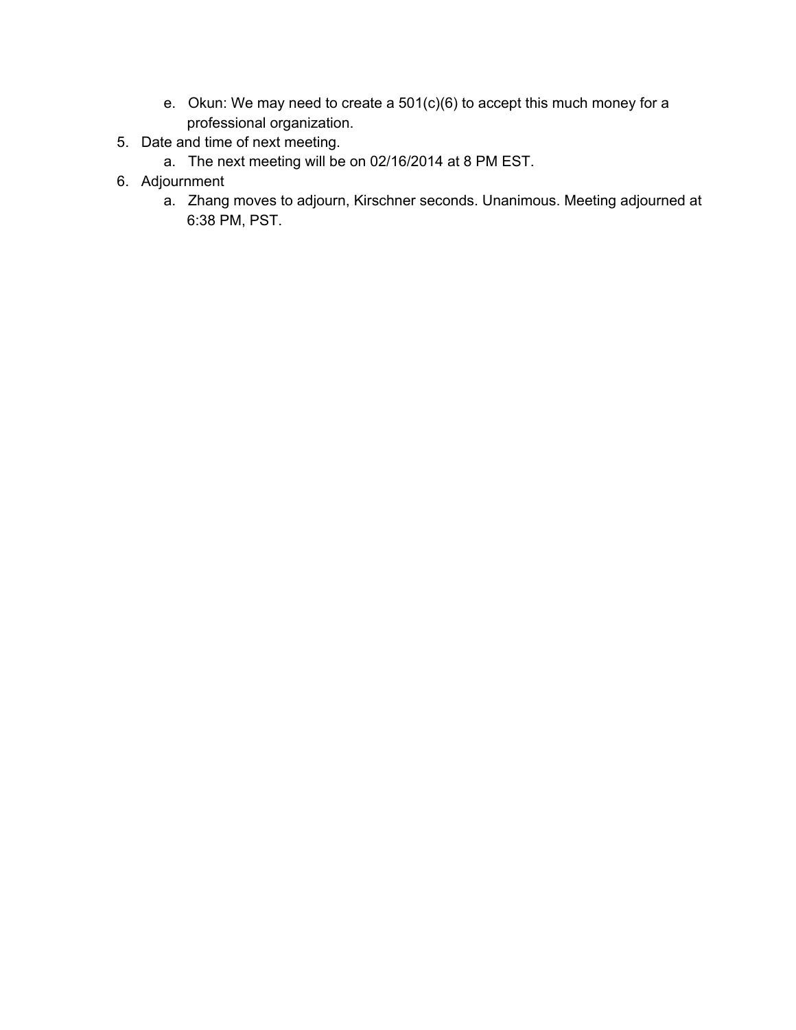e. Okun: We may need to create a 501(c)(6) to accept this much money for a professional organization.

5. Date and time of next meeting.
    a. The next meeting will be on 02/16/2014 at 8 PM EST.
6. Adjournment
    a. Zhang moves to adjourn, Kirschner seconds. Unanimous. Meeting adjourned at 6:38 PM, PST.